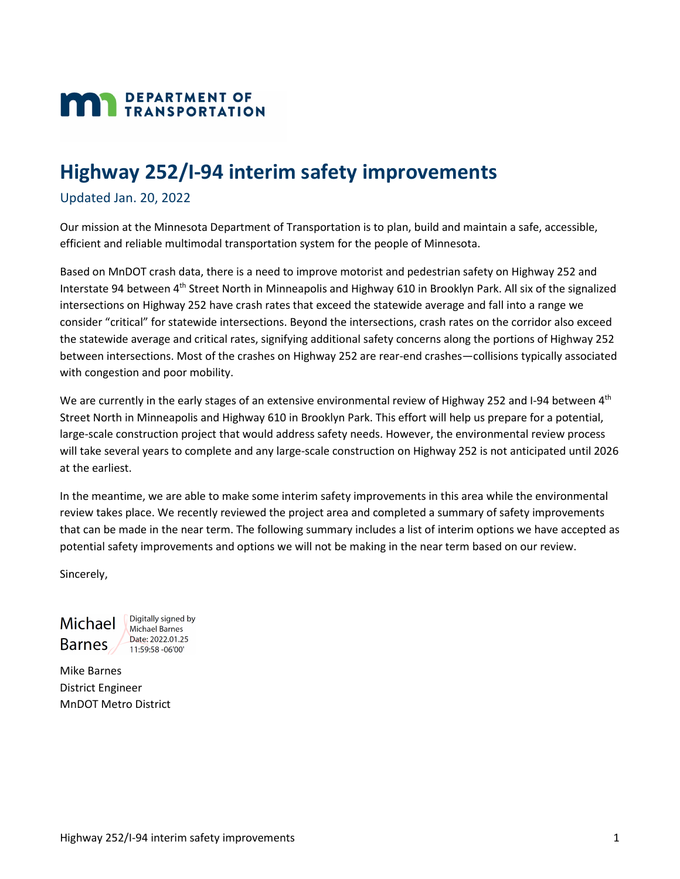MN DEPARTMENT OF TRANSPORTATION

# Highway 252/I-94 interim safety improvements

Updated Jan. 20, 2022

Our mission at the Minnesota Department of Transportation is to plan, build and maintain a safe, accessible, efficient and reliable multimodal transportation system for the people of Minnesota.

Based on MnDOT crash data, there is a need to improve motorist and pedestrian safety on Highway 252 and Interstate 94 between 4th Street North in Minneapolis and Highway 610 in Brooklyn Park. All six of the signalized intersections on Highway 252 have crash rates that exceed the statewide average and fall into a range we consider "critical" for statewide intersections. Beyond the intersections, crash rates on the corridor also exceed the statewide average and critical rates, signifying additional safety concerns along the portions of Highway 252 between intersections. Most of the crashes on Highway 252 are rear-end crashes—collisions typically associated with congestion and poor mobility.

We are currently in the early stages of an extensive environmental review of Highway 252 and I-94 between 4th Street North in Minneapolis and Highway 610 in Brooklyn Park. This effort will help us prepare for a potential, large-scale construction project that would address safety needs. However, the environmental review process will take several years to complete and any large-scale construction on Highway 252 is not anticipated until 2026 at the earliest.

In the meantime, we are able to make some interim safety improvements in this area while the environmental review takes place. We recently reviewed the project area and completed a summary of safety improvements that can be made in the near term. The following summary includes a list of interim options we have accepted as potential safety improvements and options we will not be making in the near term based on our review.

Sincerely,

Michael Barnes
Digitally signed by Michael Barnes
Date: 2022.01.25 11:59:58 -06'00'

Mike Barnes
District Engineer
MnDOT Metro District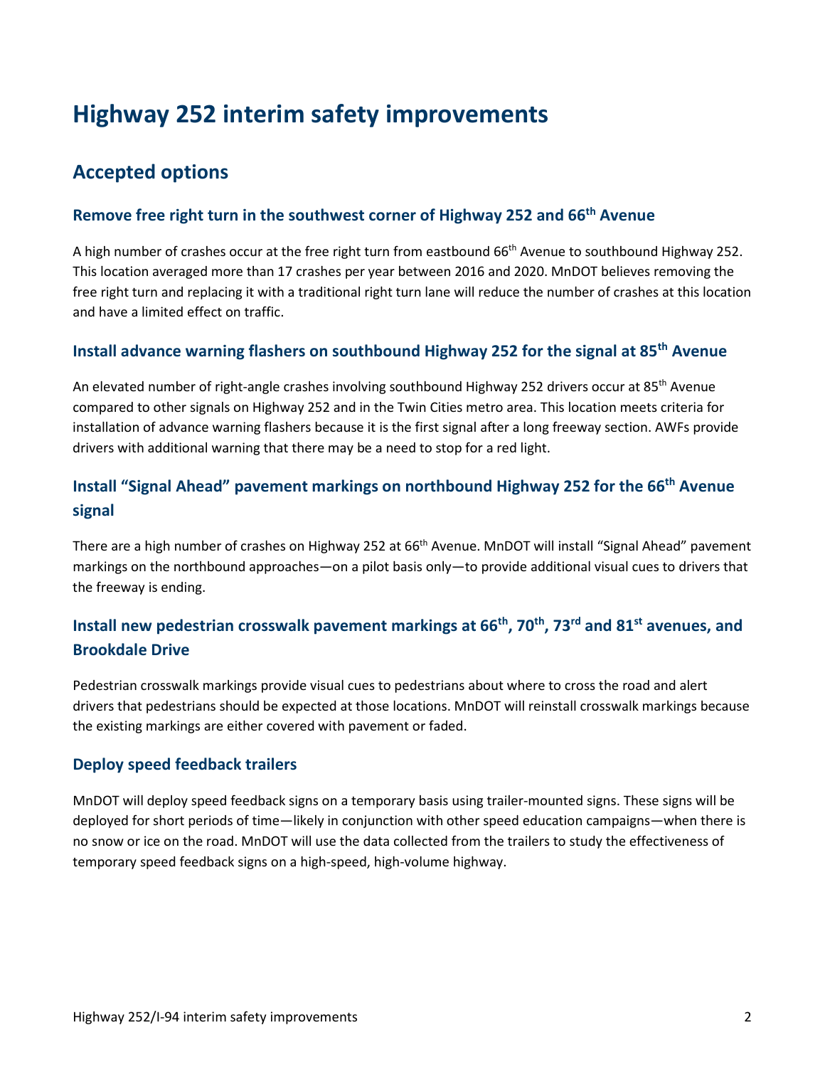# Highway 252 interim safety improvements

## Accepted options

### Remove free right turn in the southwest corner of Highway 252 and 66th Avenue

A high number of crashes occur at the free right turn from eastbound 66th Avenue to southbound Highway 252. This location averaged more than 17 crashes per year between 2016 and 2020. MnDOT believes removing the free right turn and replacing it with a traditional right turn lane will reduce the number of crashes at this location and have a limited effect on traffic.

### Install advance warning flashers on southbound Highway 252 for the signal at 85th Avenue

An elevated number of right-angle crashes involving southbound Highway 252 drivers occur at 85th Avenue compared to other signals on Highway 252 and in the Twin Cities metro area. This location meets criteria for installation of advance warning flashers because it is the first signal after a long freeway section. AWFs provide drivers with additional warning that there may be a need to stop for a red light.

### Install "Signal Ahead" pavement markings on northbound Highway 252 for the 66th Avenue signal

There are a high number of crashes on Highway 252 at 66th Avenue. MnDOT will install "Signal Ahead" pavement markings on the northbound approaches—on a pilot basis only—to provide additional visual cues to drivers that the freeway is ending.

### Install new pedestrian crosswalk pavement markings at 66th, 70th, 73rd and 81st avenues, and Brookdale Drive

Pedestrian crosswalk markings provide visual cues to pedestrians about where to cross the road and alert drivers that pedestrians should be expected at those locations. MnDOT will reinstall crosswalk markings because the existing markings are either covered with pavement or faded.

### Deploy speed feedback trailers

MnDOT will deploy speed feedback signs on a temporary basis using trailer-mounted signs. These signs will be deployed for short periods of time—likely in conjunction with other speed education campaigns—when there is no snow or ice on the road. MnDOT will use the data collected from the trailers to study the effectiveness of temporary speed feedback signs on a high-speed, high-volume highway.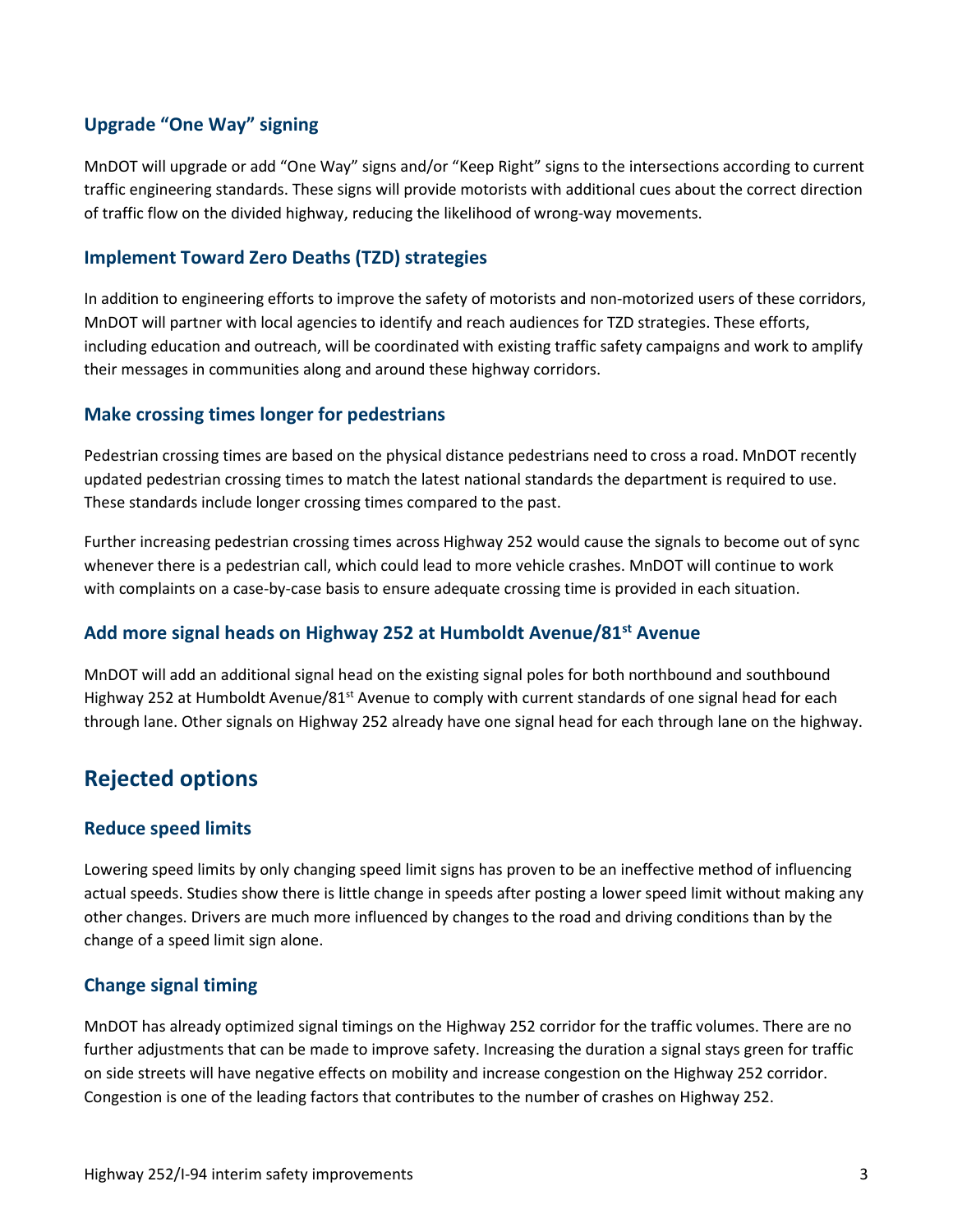### Upgrade “One Way” signing

MnDOT will upgrade or add “One Way” signs and/or “Keep Right” signs to the intersections according to current traffic engineering standards. These signs will provide motorists with additional cues about the correct direction of traffic flow on the divided highway, reducing the likelihood of wrong-way movements.

### Implement Toward Zero Deaths (TZD) strategies

In addition to engineering efforts to improve the safety of motorists and non-motorized users of these corridors, MnDOT will partner with local agencies to identify and reach audiences for TZD strategies. These efforts, including education and outreach, will be coordinated with existing traffic safety campaigns and work to amplify their messages in communities along and around these highway corridors.

### Make crossing times longer for pedestrians

Pedestrian crossing times are based on the physical distance pedestrians need to cross a road. MnDOT recently updated pedestrian crossing times to match the latest national standards the department is required to use. These standards include longer crossing times compared to the past.

Further increasing pedestrian crossing times across Highway 252 would cause the signals to become out of sync whenever there is a pedestrian call, which could lead to more vehicle crashes. MnDOT will continue to work with complaints on a case-by-case basis to ensure adequate crossing time is provided in each situation.

### Add more signal heads on Highway 252 at Humboldt Avenue/81st Avenue

MnDOT will add an additional signal head on the existing signal poles for both northbound and southbound Highway 252 at Humboldt Avenue/81st Avenue to comply with current standards of one signal head for each through lane. Other signals on Highway 252 already have one signal head for each through lane on the highway.

## Rejected options

### Reduce speed limits

Lowering speed limits by only changing speed limit signs has proven to be an ineffective method of influencing actual speeds. Studies show there is little change in speeds after posting a lower speed limit without making any other changes. Drivers are much more influenced by changes to the road and driving conditions than by the change of a speed limit sign alone.

### Change signal timing

MnDOT has already optimized signal timings on the Highway 252 corridor for the traffic volumes. There are no further adjustments that can be made to improve safety. Increasing the duration a signal stays green for traffic on side streets will have negative effects on mobility and increase congestion on the Highway 252 corridor. Congestion is one of the leading factors that contributes to the number of crashes on Highway 252.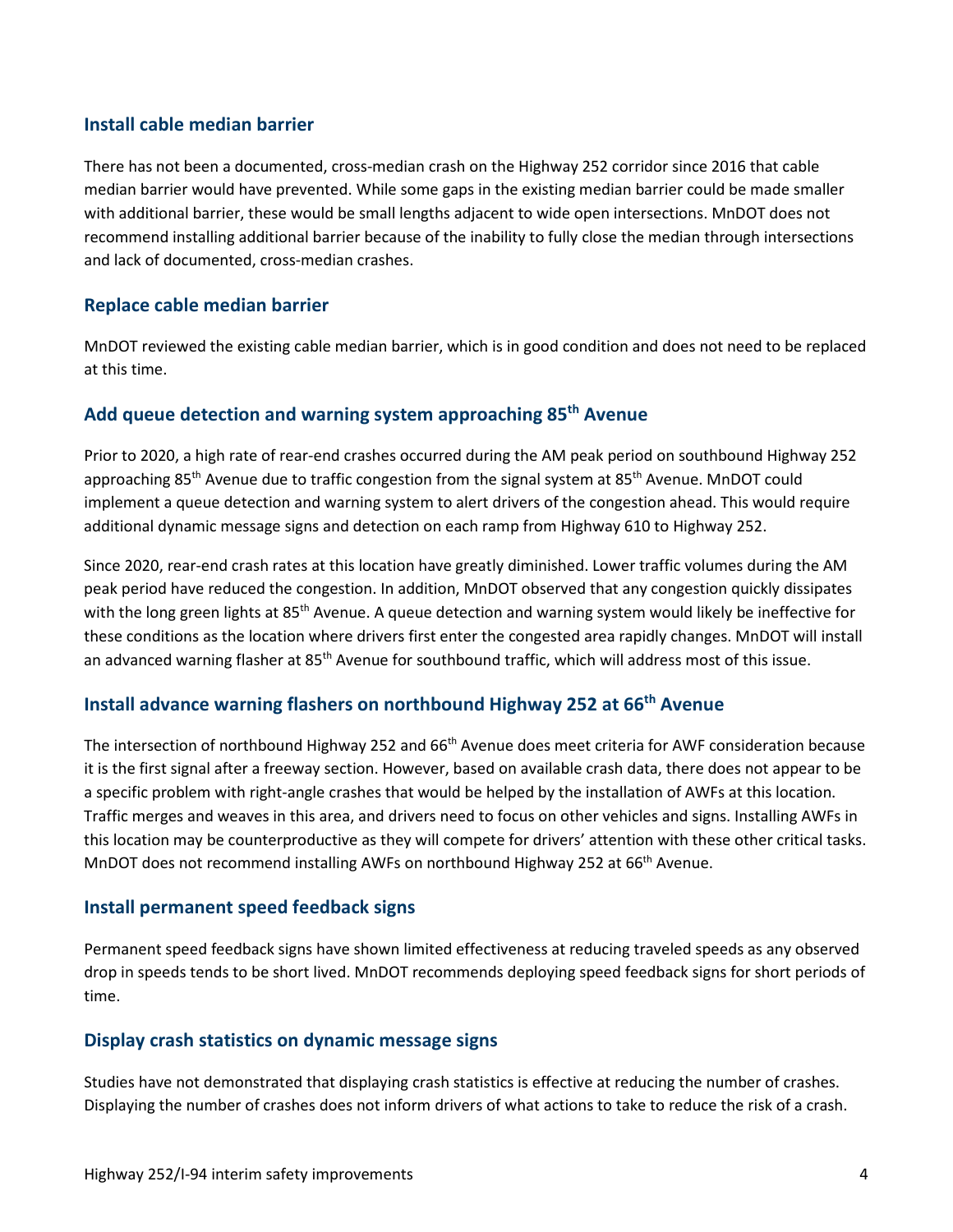### Install cable median barrier

There has not been a documented, cross-median crash on the Highway 252 corridor since 2016 that cable median barrier would have prevented. While some gaps in the existing median barrier could be made smaller with additional barrier, these would be small lengths adjacent to wide open intersections. MnDOT does not recommend installing additional barrier because of the inability to fully close the median through intersections and lack of documented, cross-median crashes.

### Replace cable median barrier

MnDOT reviewed the existing cable median barrier, which is in good condition and does not need to be replaced at this time.

### Add queue detection and warning system approaching 85th Avenue

Prior to 2020, a high rate of rear-end crashes occurred during the AM peak period on southbound Highway 252 approaching 85th Avenue due to traffic congestion from the signal system at 85th Avenue. MnDOT could implement a queue detection and warning system to alert drivers of the congestion ahead. This would require additional dynamic message signs and detection on each ramp from Highway 610 to Highway 252.

Since 2020, rear-end crash rates at this location have greatly diminished. Lower traffic volumes during the AM peak period have reduced the congestion. In addition, MnDOT observed that any congestion quickly dissipates with the long green lights at 85th Avenue. A queue detection and warning system would likely be ineffective for these conditions as the location where drivers first enter the congested area rapidly changes. MnDOT will install an advanced warning flasher at 85th Avenue for southbound traffic, which will address most of this issue.

### Install advance warning flashers on northbound Highway 252 at 66th Avenue

The intersection of northbound Highway 252 and 66th Avenue does meet criteria for AWF consideration because it is the first signal after a freeway section. However, based on available crash data, there does not appear to be a specific problem with right-angle crashes that would be helped by the installation of AWFs at this location. Traffic merges and weaves in this area, and drivers need to focus on other vehicles and signs. Installing AWFs in this location may be counterproductive as they will compete for drivers' attention with these other critical tasks. MnDOT does not recommend installing AWFs on northbound Highway 252 at 66th Avenue.

### Install permanent speed feedback signs

Permanent speed feedback signs have shown limited effectiveness at reducing traveled speeds as any observed drop in speeds tends to be short lived. MnDOT recommends deploying speed feedback signs for short periods of time.

### Display crash statistics on dynamic message signs

Studies have not demonstrated that displaying crash statistics is effective at reducing the number of crashes. Displaying the number of crashes does not inform drivers of what actions to take to reduce the risk of a crash.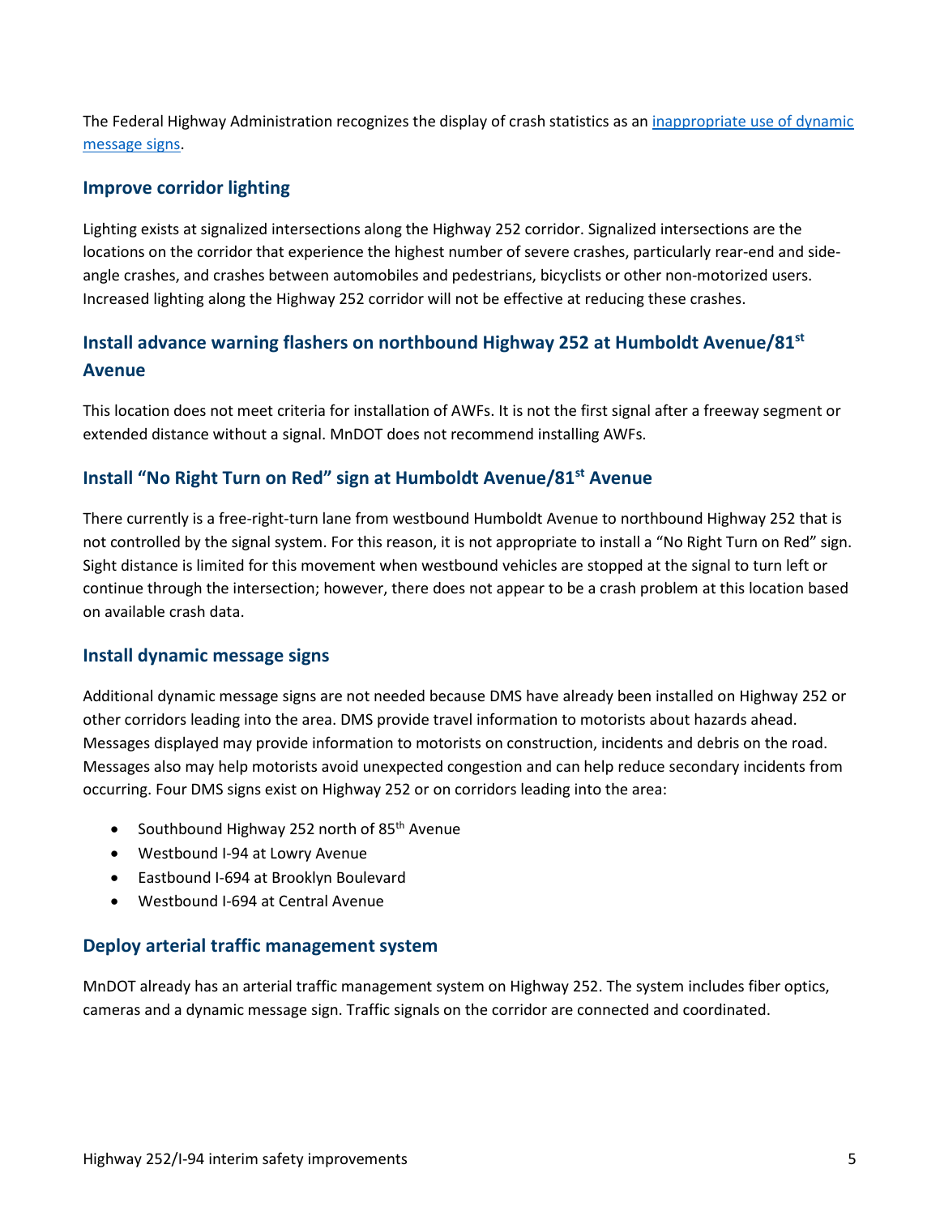The Federal Highway Administration recognizes the display of crash statistics as an [inappropriate use of dynamic message signs]().

## Improve corridor lighting

Lighting exists at signalized intersections along the Highway 252 corridor. Signalized intersections are the locations on the corridor that experience the highest number of severe crashes, particularly rear-end and side-angle crashes, and crashes between automobiles and pedestrians, bicyclists or other non-motorized users. Increased lighting along the Highway 252 corridor will not be effective at reducing these crashes.

## Install advance warning flashers on northbound Highway 252 at Humboldt Avenue/81st Avenue

This location does not meet criteria for installation of AWFs. It is not the first signal after a freeway segment or extended distance without a signal. MnDOT does not recommend installing AWFs.

## Install "No Right Turn on Red" sign at Humboldt Avenue/81st Avenue

There currently is a free-right-turn lane from westbound Humboldt Avenue to northbound Highway 252 that is not controlled by the signal system. For this reason, it is not appropriate to install a "No Right Turn on Red" sign. Sight distance is limited for this movement when westbound vehicles are stopped at the signal to turn left or continue through the intersection; however, there does not appear to be a crash problem at this location based on available crash data.

## Install dynamic message signs

Additional dynamic message signs are not needed because DMS have already been installed on Highway 252 or other corridors leading into the area. DMS provide travel information to motorists about hazards ahead. Messages displayed may provide information to motorists on construction, incidents and debris on the road. Messages also may help motorists avoid unexpected congestion and can help reduce secondary incidents from occurring. Four DMS signs exist on Highway 252 or on corridors leading into the area:

- Southbound Highway 252 north of 85th Avenue
- Westbound I-94 at Lowry Avenue
- Eastbound I-694 at Brooklyn Boulevard
- Westbound I-694 at Central Avenue

## Deploy arterial traffic management system

MnDOT already has an arterial traffic management system on Highway 252. The system includes fiber optics, cameras and a dynamic message sign. Traffic signals on the corridor are connected and coordinated.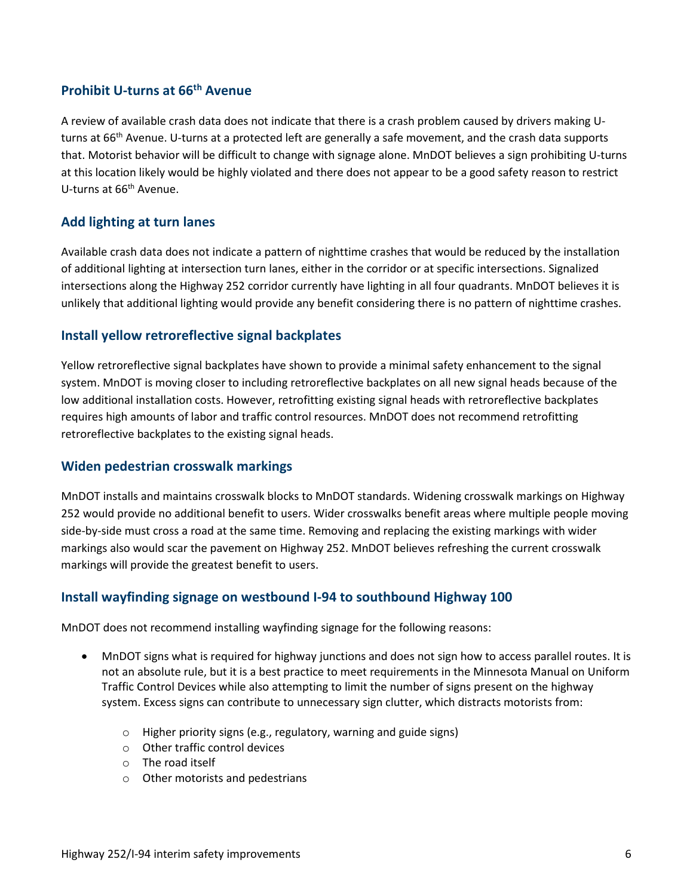### Prohibit U-turns at 66th Avenue

A review of available crash data does not indicate that there is a crash problem caused by drivers making U-turns at 66th Avenue. U-turns at a protected left are generally a safe movement, and the crash data supports that. Motorist behavior will be difficult to change with signage alone. MnDOT believes a sign prohibiting U-turns at this location likely would be highly violated and there does not appear to be a good safety reason to restrict U-turns at 66th Avenue.

### Add lighting at turn lanes

Available crash data does not indicate a pattern of nighttime crashes that would be reduced by the installation of additional lighting at intersection turn lanes, either in the corridor or at specific intersections. Signalized intersections along the Highway 252 corridor currently have lighting in all four quadrants. MnDOT believes it is unlikely that additional lighting would provide any benefit considering there is no pattern of nighttime crashes.

### Install yellow retroreflective signal backplates

Yellow retroreflective signal backplates have shown to provide a minimal safety enhancement to the signal system. MnDOT is moving closer to including retroreflective backplates on all new signal heads because of the low additional installation costs. However, retrofitting existing signal heads with retroreflective backplates requires high amounts of labor and traffic control resources. MnDOT does not recommend retrofitting retroreflective backplates to the existing signal heads.

### Widen pedestrian crosswalk markings

MnDOT installs and maintains crosswalk blocks to MnDOT standards. Widening crosswalk markings on Highway 252 would provide no additional benefit to users. Wider crosswalks benefit areas where multiple people moving side-by-side must cross a road at the same time. Removing and replacing the existing markings with wider markings also would scar the pavement on Highway 252. MnDOT believes refreshing the current crosswalk markings will provide the greatest benefit to users.

### Install wayfinding signage on westbound I-94 to southbound Highway 100

MnDOT does not recommend installing wayfinding signage for the following reasons:

- MnDOT signs what is required for highway junctions and does not sign how to access parallel routes. It is not an absolute rule, but it is a best practice to meet requirements in the Minnesota Manual on Uniform Traffic Control Devices while also attempting to limit the number of signs present on the highway system. Excess signs can contribute to unnecessary sign clutter, which distracts motorists from:
  - Higher priority signs (e.g., regulatory, warning and guide signs)
  - Other traffic control devices
  - The road itself
  - Other motorists and pedestrians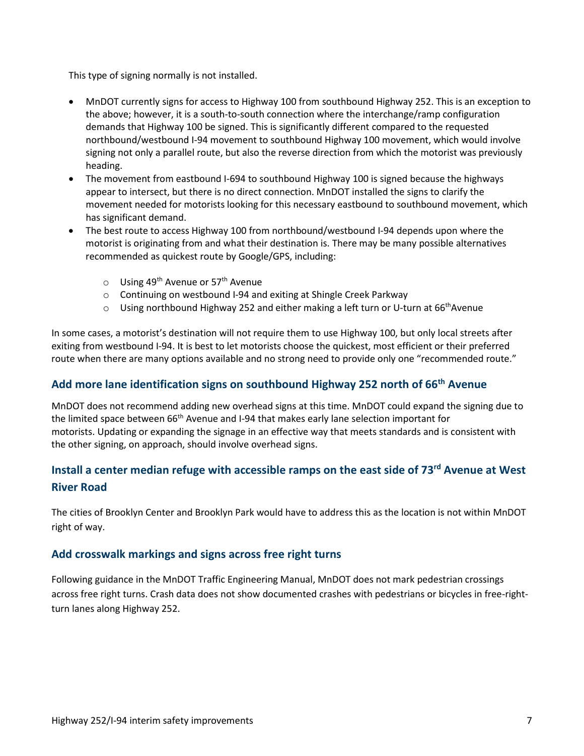This type of signing normally is not installed.

- MnDOT currently signs for access to Highway 100 from southbound Highway 252. This is an exception to the above; however, it is a south-to-south connection where the interchange/ramp configuration demands that Highway 100 be signed. This is significantly different compared to the requested northbound/westbound I-94 movement to southbound Highway 100 movement, which would involve signing not only a parallel route, but also the reverse direction from which the motorist was previously heading.
- The movement from eastbound I-694 to southbound Highway 100 is signed because the highways appear to intersect, but there is no direct connection. MnDOT installed the signs to clarify the movement needed for motorists looking for this necessary eastbound to southbound movement, which has significant demand.
- The best route to access Highway 100 from northbound/westbound I-94 depends upon where the motorist is originating from and what their destination is. There may be many possible alternatives recommended as quickest route by Google/GPS, including:
  - Using 49th Avenue or 57th Avenue
  - Continuing on westbound I-94 and exiting at Shingle Creek Parkway
  - Using northbound Highway 252 and either making a left turn or U-turn at 66th Avenue

In some cases, a motorist's destination will not require them to use Highway 100, but only local streets after exiting from westbound I-94. It is best to let motorists choose the quickest, most efficient or their preferred route when there are many options available and no strong need to provide only one "recommended route."

## Add more lane identification signs on southbound Highway 252 north of 66th Avenue

MnDOT does not recommend adding new overhead signs at this time. MnDOT could expand the signing due to the limited space between 66th Avenue and I-94 that makes early lane selection important for motorists. Updating or expanding the signage in an effective way that meets standards and is consistent with the other signing, on approach, should involve overhead signs.

## Install a center median refuge with accessible ramps on the east side of 73rd Avenue at West River Road

The cities of Brooklyn Center and Brooklyn Park would have to address this as the location is not within MnDOT right of way.

## Add crosswalk markings and signs across free right turns

Following guidance in the MnDOT Traffic Engineering Manual, MnDOT does not mark pedestrian crossings across free right turns. Crash data does not show documented crashes with pedestrians or bicycles in free-right-turn lanes along Highway 252.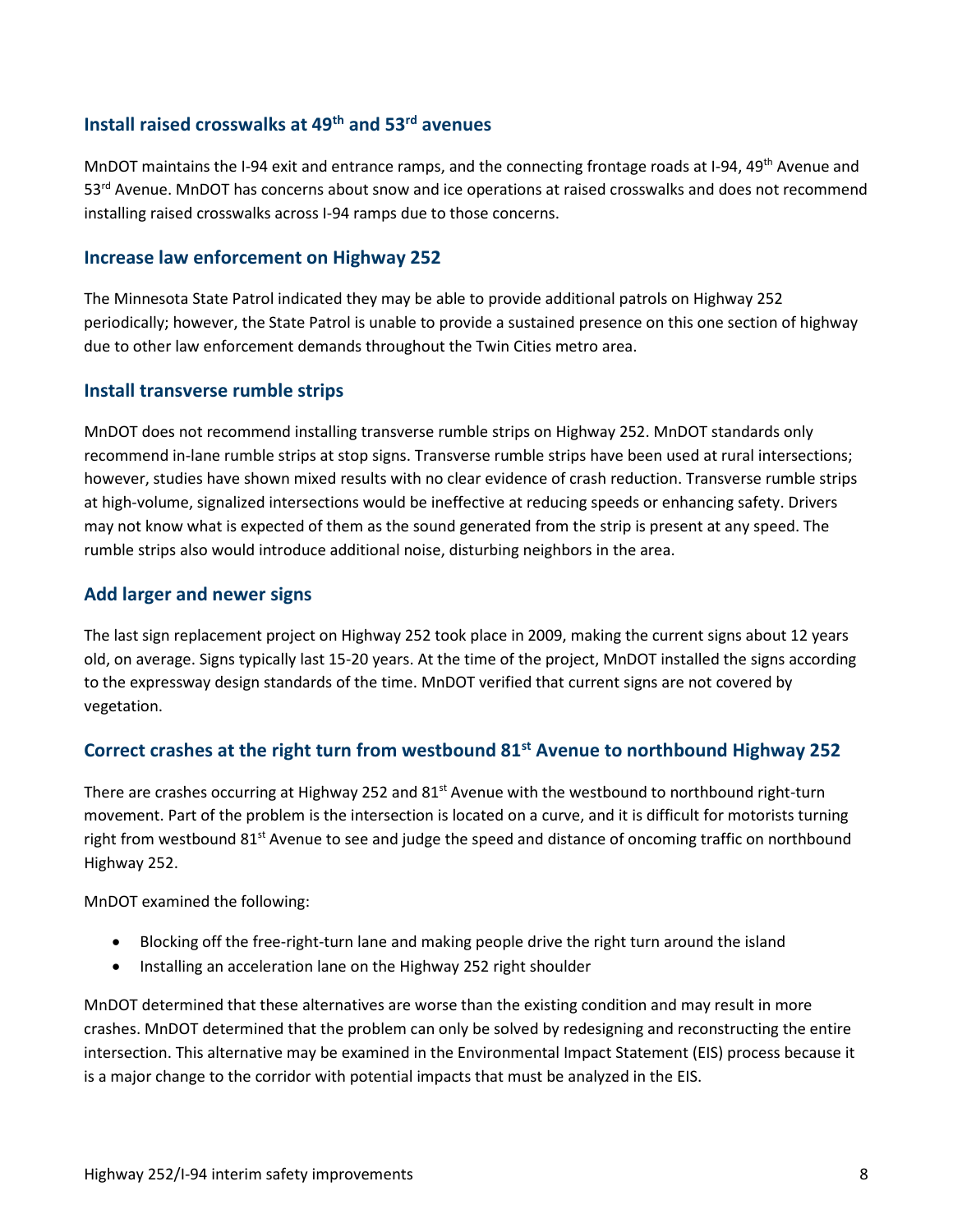### Install raised crosswalks at 49th and 53rd avenues

MnDOT maintains the I-94 exit and entrance ramps, and the connecting frontage roads at I-94, 49th Avenue and 53rd Avenue. MnDOT has concerns about snow and ice operations at raised crosswalks and does not recommend installing raised crosswalks across I-94 ramps due to those concerns.

### Increase law enforcement on Highway 252

The Minnesota State Patrol indicated they may be able to provide additional patrols on Highway 252 periodically; however, the State Patrol is unable to provide a sustained presence on this one section of highway due to other law enforcement demands throughout the Twin Cities metro area.

### Install transverse rumble strips

MnDOT does not recommend installing transverse rumble strips on Highway 252. MnDOT standards only recommend in-lane rumble strips at stop signs. Transverse rumble strips have been used at rural intersections; however, studies have shown mixed results with no clear evidence of crash reduction. Transverse rumble strips at high-volume, signalized intersections would be ineffective at reducing speeds or enhancing safety. Drivers may not know what is expected of them as the sound generated from the strip is present at any speed. The rumble strips also would introduce additional noise, disturbing neighbors in the area.

### Add larger and newer signs

The last sign replacement project on Highway 252 took place in 2009, making the current signs about 12 years old, on average. Signs typically last 15-20 years. At the time of the project, MnDOT installed the signs according to the expressway design standards of the time. MnDOT verified that current signs are not covered by vegetation.

### Correct crashes at the right turn from westbound 81st Avenue to northbound Highway 252

There are crashes occurring at Highway 252 and 81st Avenue with the westbound to northbound right-turn movement. Part of the problem is the intersection is located on a curve, and it is difficult for motorists turning right from westbound 81st Avenue to see and judge the speed and distance of oncoming traffic on northbound Highway 252.

MnDOT examined the following:

- Blocking off the free-right-turn lane and making people drive the right turn around the island
- Installing an acceleration lane on the Highway 252 right shoulder

MnDOT determined that these alternatives are worse than the existing condition and may result in more crashes. MnDOT determined that the problem can only be solved by redesigning and reconstructing the entire intersection. This alternative may be examined in the Environmental Impact Statement (EIS) process because it is a major change to the corridor with potential impacts that must be analyzed in the EIS.